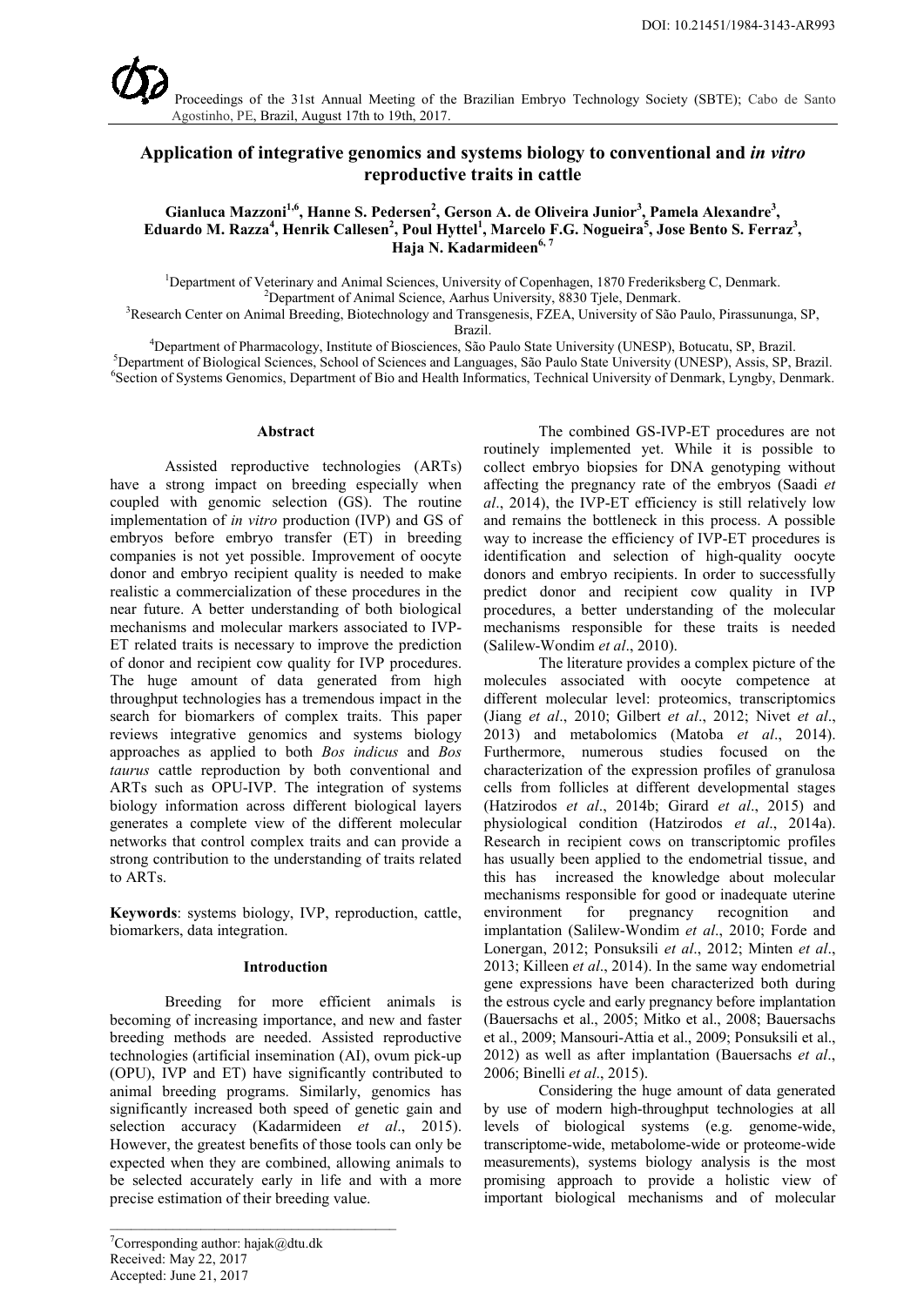DOI: 10.21451/1984-3143-AR993

Proceedings of the 31st Annual Meeting of the Brazilian Embryo Technology Society (SBTE); Cabo de Santo Agostinho, PE, Brazil, August 17th to 19th, 2017.

# Application of integrative genomics and systems biology to conventional and *in vitro* reproductive traits in cattle

**Gianluca Mazzoni[1,6], Hanne S. Pedersen[2], Gerson A. de Oliveira Junior[3], Pamela Alexandre[3], Eduardo M. Razza[4], Henrik Callesen[2], Poul Hyttel[1], Marcelo F.G. Nogueira[5], Jose Bento S. Ferraz[3], Haja N. Kadarmideen[6, 7]**

[1]Department of Veterinary and Animal Sciences, University of Copenhagen, 1870 Frederiksberg C, Denmark.
[2]Department of Animal Science, Aarhus University, 8830 Tjele, Denmark.
[3]Research Center on Animal Breeding, Biotechnology and Transgenesis, FZEA, University of São Paulo, Pirassununga, SP, Brazil.
[4]Department of Pharmacology, Institute of Biosciences, São Paulo State University (UNESP), Botucatu, SP, Brazil.
[5]Department of Biological Sciences, School of Sciences and Languages, São Paulo State University (UNESP), Assis, SP, Brazil.
[6]Section of Systems Genomics, Department of Bio and Health Informatics, Technical University of Denmark, Lyngby, Denmark.

## Abstract

Assisted reproductive technologies (ARTs) have a strong impact on breeding especially when coupled with genomic selection (GS). The routine implementation of *in vitro* production (IVP) and GS of embryos before embryo transfer (ET) in breeding companies is not yet possible. Improvement of oocyte donor and embryo recipient quality is needed to make realistic a commercialization of these procedures in the near future. A better understanding of both biological mechanisms and molecular markers associated to IVP-ET related traits is necessary to improve the prediction of donor and recipient cow quality for IVP procedures. The huge amount of data generated from high throughput technologies has a tremendous impact in the search for biomarkers of complex traits. This paper reviews integrative genomics and systems biology approaches as applied to both *Bos indicus* and *Bos taurus* cattle reproduction by both conventional and ARTs such as OPU-IVP. The integration of systems biology information across different biological layers generates a complete view of the different molecular networks that control complex traits and can provide a strong contribution to the understanding of traits related to ARTs.

**Keywords**: systems biology, IVP, reproduction, cattle, biomarkers, data integration.

## Introduction

Breeding for more efficient animals is becoming of increasing importance, and new and faster breeding methods are needed. Assisted reproductive technologies (artificial insemination (AI), ovum pick-up (OPU), IVP and ET) have significantly contributed to animal breeding programs. Similarly, genomics has significantly increased both speed of genetic gain and selection accuracy (Kadarmideen *et al*., 2015). However, the greatest benefits of those tools can only be expected when they are combined, allowing animals to be selected accurately early in life and with a more precise estimation of their breeding value.

The combined GS-IVP-ET procedures are not routinely implemented yet. While it is possible to collect embryo biopsies for DNA genotyping without affecting the pregnancy rate of the embryos (Saadi *et al*., 2014), the IVP-ET efficiency is still relatively low and remains the bottleneck in this process. A possible way to increase the efficiency of IVP-ET procedures is identification and selection of high-quality oocyte donors and embryo recipients. In order to successfully predict donor and recipient cow quality in IVP procedures, a better understanding of the molecular mechanisms responsible for these traits is needed (Salilew-Wondim *et al*., 2010).

The literature provides a complex picture of the molecules associated with oocyte competence at different molecular level: proteomics, transcriptomics (Jiang *et al*., 2010; Gilbert *et al*., 2012; Nivet *et al*., 2013) and metabolomics (Matoba *et al*., 2014). Furthermore, numerous studies focused on the characterization of the expression profiles of granulosa cells from follicles at different developmental stages (Hatzirodos *et al*., 2014b; Girard *et al*., 2015) and physiological condition (Hatzirodos *et al*., 2014a). Research in recipient cows on transcriptomic profiles has usually been applied to the endometrial tissue, and this has increased the knowledge about molecular mechanisms responsible for good or inadequate uterine environment for pregnancy recognition and implantation (Salilew-Wondim *et al*., 2010; Forde and Lonergan, 2012; Ponsuksili *et al*., 2012; Minten *et al*., 2013; Killeen *et al*., 2014). In the same way endometrial gene expressions have been characterized both during the estrous cycle and early pregnancy before implantation (Bauersachs et al., 2005; Mitko et al., 2008; Bauersachs et al., 2009; Mansouri-Attia et al., 2009; Ponsuksili et al., 2012) as well as after implantation (Bauersachs *et al*., 2006; Binelli *et al*., 2015).

Considering the huge amount of data generated by use of modern high-throughput technologies at all levels of biological systems (e.g. genome-wide, transcriptome-wide, metabolome-wide or proteome-wide measurements), systems biology analysis is the most promising approach to provide a holistic view of important biological mechanisms and of molecular

[7]Corresponding author: hajak@dtu.dk
Received: May 22, 2017
Accepted: June 21, 2017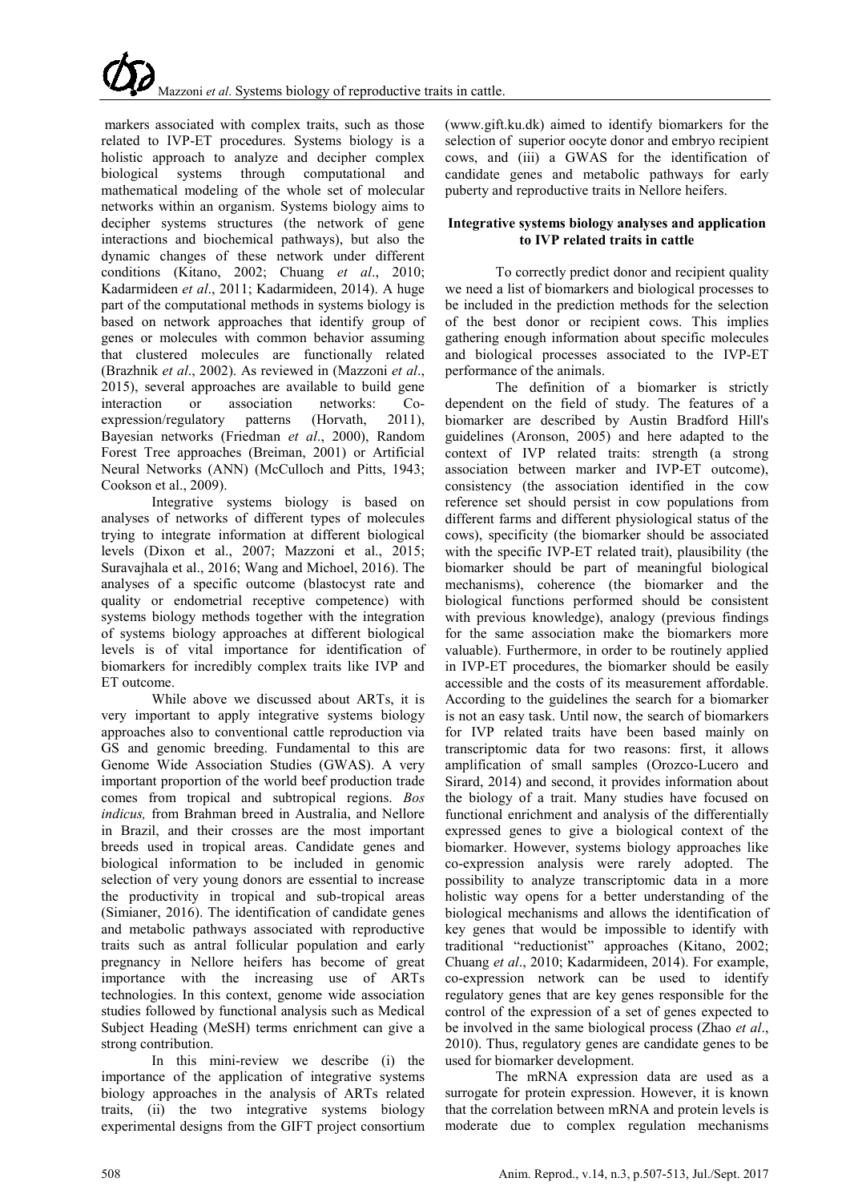markers associated with complex traits, such as those related to IVP-ET procedures. Systems biology is a holistic approach to analyze and decipher complex biological systems through computational and mathematical modeling of the whole set of molecular networks within an organism. Systems biology aims to decipher systems structures (the network of gene interactions and biochemical pathways), but also the dynamic changes of these network under different conditions (Kitano, 2002; Chuang *et al*., 2010; Kadarmideen *et al*., 2011; Kadarmideen, 2014). A huge part of the computational methods in systems biology is based on network approaches that identify group of genes or molecules with common behavior assuming that clustered molecules are functionally related (Brazhnik *et al*., 2002). As reviewed in (Mazzoni *et al*., 2015), several approaches are available to build gene interaction or association networks: Co-expression/regulatory patterns (Horvath, 2011), Bayesian networks (Friedman *et al*., 2000), Random Forest Tree approaches (Breiman, 2001) or Artificial Neural Networks (ANN) (McCulloch and Pitts, 1943; Cookson et al., 2009).

Integrative systems biology is based on analyses of networks of different types of molecules trying to integrate information at different biological levels (Dixon et al., 2007; Mazzoni et al., 2015; Suravajhala et al., 2016; Wang and Michoel, 2016). The analyses of a specific outcome (blastocyst rate and quality or endometrial receptive competence) with systems biology methods together with the integration of systems biology approaches at different biological levels is of vital importance for identification of biomarkers for incredibly complex traits like IVP and ET outcome.

While above we discussed about ARTs, it is very important to apply integrative systems biology approaches also to conventional cattle reproduction via GS and genomic breeding. Fundamental to this are Genome Wide Association Studies (GWAS). A very important proportion of the world beef production trade comes from tropical and subtropical regions. *Bos indicus,* from Brahman breed in Australia, and Nellore in Brazil, and their crosses are the most important breeds used in tropical areas. Candidate genes and biological information to be included in genomic selection of very young donors are essential to increase the productivity in tropical and sub-tropical areas (Simianer, 2016). The identification of candidate genes and metabolic pathways associated with reproductive traits such as antral follicular population and early pregnancy in Nellore heifers has become of great importance with the increasing use of ARTs technologies. In this context, genome wide association studies followed by functional analysis such as Medical Subject Heading (MeSH) terms enrichment can give a strong contribution.

In this mini-review we describe (i) the importance of the application of integrative systems biology approaches in the analysis of ARTs related traits, (ii) the two integrative systems biology experimental designs from the GIFT project consortium (www.gift.ku.dk) aimed to identify biomarkers for the selection of superior oocyte donor and embryo recipient cows, and (iii) a GWAS for the identification of candidate genes and metabolic pathways for early puberty and reproductive traits in Nellore heifers.

## Integrative systems biology analyses and application to IVP related traits in cattle

To correctly predict donor and recipient quality we need a list of biomarkers and biological processes to be included in the prediction methods for the selection of the best donor or recipient cows. This implies gathering enough information about specific molecules and biological processes associated to the IVP-ET performance of the animals.

The definition of a biomarker is strictly dependent on the field of study. The features of a biomarker are described by Austin Bradford Hill's guidelines (Aronson, 2005) and here adapted to the context of IVP related traits: strength (a strong association between marker and IVP-ET outcome), consistency (the association identified in the cow reference set should persist in cow populations from different farms and different physiological status of the cows), specificity (the biomarker should be associated with the specific IVP-ET related trait), plausibility (the biomarker should be part of meaningful biological mechanisms), coherence (the biomarker and the biological functions performed should be consistent with previous knowledge), analogy (previous findings for the same association make the biomarkers more valuable). Furthermore, in order to be routinely applied in IVP-ET procedures, the biomarker should be easily accessible and the costs of its measurement affordable. According to the guidelines the search for a biomarker is not an easy task. Until now, the search of biomarkers for IVP related traits have been based mainly on transcriptomic data for two reasons: first, it allows amplification of small samples (Orozco-Lucero and Sirard, 2014) and second, it provides information about the biology of a trait. Many studies have focused on functional enrichment and analysis of the differentially expressed genes to give a biological context of the biomarker. However, systems biology approaches like co-expression analysis were rarely adopted. The possibility to analyze transcriptomic data in a more holistic way opens for a better understanding of the biological mechanisms and allows the identification of key genes that would be impossible to identify with traditional "reductionist" approaches (Kitano, 2002; Chuang *et al*., 2010; Kadarmideen, 2014). For example, co-expression network can be used to identify regulatory genes that are key genes responsible for the control of the expression of a set of genes expected to be involved in the same biological process (Zhao *et al*., 2010). Thus, regulatory genes are candidate genes to be used for biomarker development.

The mRNA expression data are used as a surrogate for protein expression. However, it is known that the correlation between mRNA and protein levels is moderate due to complex regulation mechanisms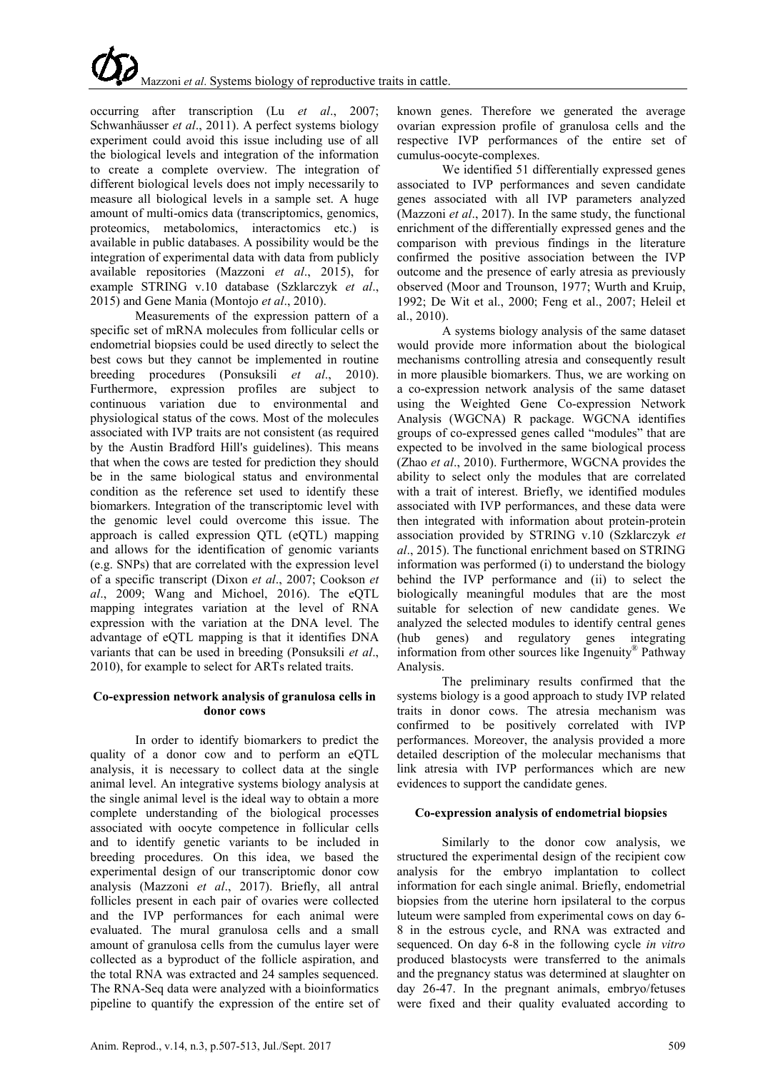occurring after transcription (Lu *et al*., 2007; Schwanhäusser *et al*., 2011). A perfect systems biology experiment could avoid this issue including use of all the biological levels and integration of the information to create a complete overview. The integration of different biological levels does not imply necessarily to measure all biological levels in a sample set. A huge amount of multi-omics data (transcriptomics, genomics, proteomics, metabolomics, interactomics etc.) is available in public databases. A possibility would be the integration of experimental data with data from publicly available repositories (Mazzoni *et al*., 2015), for example STRING v.10 database (Szklarczyk *et al*., 2015) and Gene Mania (Montojo *et al*., 2010).

Measurements of the expression pattern of a specific set of mRNA molecules from follicular cells or endometrial biopsies could be used directly to select the best cows but they cannot be implemented in routine breeding procedures (Ponsuksili *et al*., 2010). Furthermore, expression profiles are subject to continuous variation due to environmental and physiological status of the cows. Most of the molecules associated with IVP traits are not consistent (as required by the Austin Bradford Hill's guidelines). This means that when the cows are tested for prediction they should be in the same biological status and environmental condition as the reference set used to identify these biomarkers. Integration of the transcriptomic level with the genomic level could overcome this issue. The approach is called expression QTL (eQTL) mapping and allows for the identification of genomic variants (e.g. SNPs) that are correlated with the expression level of a specific transcript (Dixon *et al*., 2007; Cookson *et al*., 2009; Wang and Michoel, 2016). The eQTL mapping integrates variation at the level of RNA expression with the variation at the DNA level. The advantage of eQTL mapping is that it identifies DNA variants that can be used in breeding (Ponsuksili *et al*., 2010), for example to select for ARTs related traits.

## Co-expression network analysis of granulosa cells in donor cows

In order to identify biomarkers to predict the quality of a donor cow and to perform an eQTL analysis, it is necessary to collect data at the single animal level. An integrative systems biology analysis at the single animal level is the ideal way to obtain a more complete understanding of the biological processes associated with oocyte competence in follicular cells and to identify genetic variants to be included in breeding procedures. On this idea, we based the experimental design of our transcriptomic donor cow analysis (Mazzoni *et al*., 2017). Briefly, all antral follicles present in each pair of ovaries were collected and the IVP performances for each animal were evaluated. The mural granulosa cells and a small amount of granulosa cells from the cumulus layer were collected as a byproduct of the follicle aspiration, and the total RNA was extracted and 24 samples sequenced. The RNA-Seq data were analyzed with a bioinformatics pipeline to quantify the expression of the entire set of known genes. Therefore we generated the average ovarian expression profile of granulosa cells and the respective IVP performances of the entire set of cumulus-oocyte-complexes.

We identified 51 differentially expressed genes associated to IVP performances and seven candidate genes associated with all IVP parameters analyzed (Mazzoni *et al*., 2017). In the same study, the functional enrichment of the differentially expressed genes and the comparison with previous findings in the literature confirmed the positive association between the IVP outcome and the presence of early atresia as previously observed (Moor and Trounson, 1977; Wurth and Kruip, 1992; De Wit et al., 2000; Feng et al., 2007; Heleil et al., 2010).

A systems biology analysis of the same dataset would provide more information about the biological mechanisms controlling atresia and consequently result in more plausible biomarkers. Thus, we are working on a co-expression network analysis of the same dataset using the Weighted Gene Co-expression Network Analysis (WGCNA) R package. WGCNA identifies groups of co-expressed genes called "modules" that are expected to be involved in the same biological process (Zhao *et al*., 2010). Furthermore, WGCNA provides the ability to select only the modules that are correlated with a trait of interest. Briefly, we identified modules associated with IVP performances, and these data were then integrated with information about protein-protein association provided by STRING v.10 (Szklarczyk *et al*., 2015). The functional enrichment based on STRING information was performed (i) to understand the biology behind the IVP performance and (ii) to select the biologically meaningful modules that are the most suitable for selection of new candidate genes. We analyzed the selected modules to identify central genes (hub genes) and regulatory genes integrating information from other sources like Ingenuity® Pathway Analysis.

The preliminary results confirmed that the systems biology is a good approach to study IVP related traits in donor cows. The atresia mechanism was confirmed to be positively correlated with IVP performances. Moreover, the analysis provided a more detailed description of the molecular mechanisms that link atresia with IVP performances which are new evidences to support the candidate genes.

## Co-expression analysis of endometrial biopsies

Similarly to the donor cow analysis, we structured the experimental design of the recipient cow analysis for the embryo implantation to collect information for each single animal. Briefly, endometrial biopsies from the uterine horn ipsilateral to the corpus luteum were sampled from experimental cows on day 6-8 in the estrous cycle, and RNA was extracted and sequenced. On day 6-8 in the following cycle *in vitro* produced blastocysts were transferred to the animals and the pregnancy status was determined at slaughter on day 26-47. In the pregnant animals, embryo/fetuses were fixed and their quality evaluated according to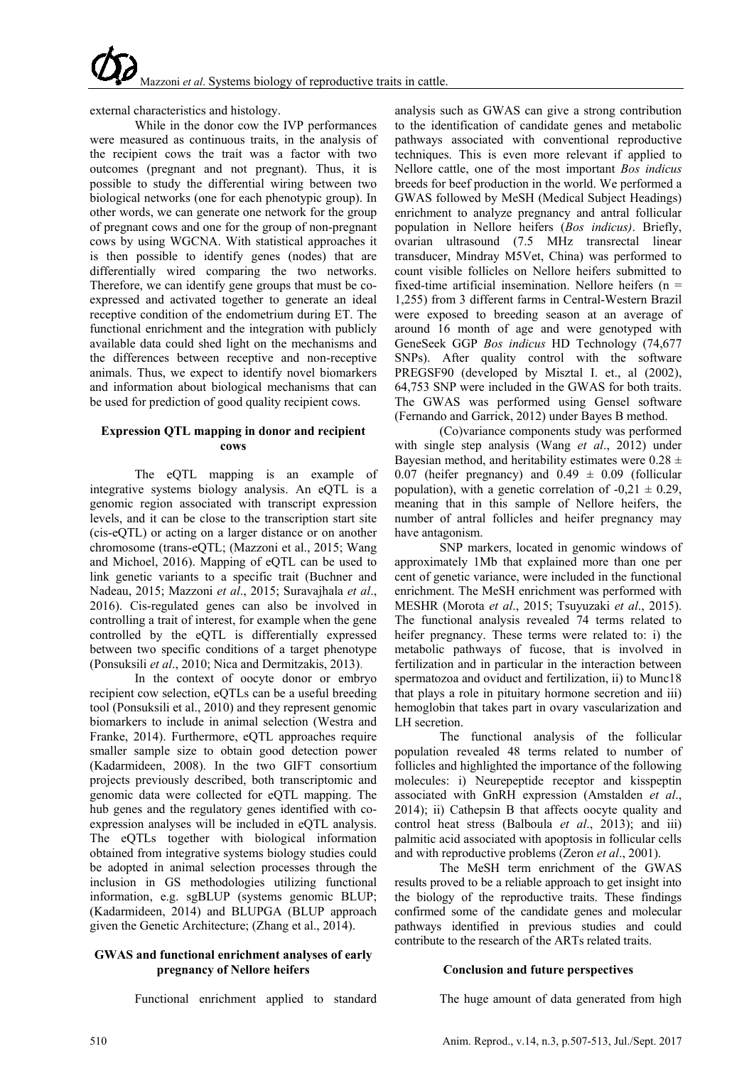external characteristics and histology.

While in the donor cow the IVP performances were measured as continuous traits, in the analysis of the recipient cows the trait was a factor with two outcomes (pregnant and not pregnant). Thus, it is possible to study the differential wiring between two biological networks (one for each phenotypic group). In other words, we can generate one network for the group of pregnant cows and one for the group of non-pregnant cows by using WGCNA. With statistical approaches it is then possible to identify genes (nodes) that are differentially wired comparing the two networks. Therefore, we can identify gene groups that must be co-expressed and activated together to generate an ideal receptive condition of the endometrium during ET. The functional enrichment and the integration with publicly available data could shed light on the mechanisms and the differences between receptive and non-receptive animals. Thus, we expect to identify novel biomarkers and information about biological mechanisms that can be used for prediction of good quality recipient cows.

## Expression QTL mapping in donor and recipient cows

The eQTL mapping is an example of integrative systems biology analysis. An eQTL is a genomic region associated with transcript expression levels, and it can be close to the transcription start site (cis-eQTL) or acting on a larger distance or on another chromosome (trans-eQTL; (Mazzoni et al., 2015; Wang and Michoel, 2016). Mapping of eQTL can be used to link genetic variants to a specific trait (Buchner and Nadeau, 2015; Mazzoni *et al*., 2015; Suravajhala *et al*., 2016). Cis-regulated genes can also be involved in controlling a trait of interest, for example when the gene controlled by the eQTL is differentially expressed between two specific conditions of a target phenotype (Ponsuksili *et al*., 2010; Nica and Dermitzakis, 2013).

In the context of oocyte donor or embryo recipient cow selection, eQTLs can be a useful breeding tool (Ponsuksili et al., 2010) and they represent genomic biomarkers to include in animal selection (Westra and Franke, 2014). Furthermore, eQTL approaches require smaller sample size to obtain good detection power (Kadarmideen, 2008). In the two GIFT consortium projects previously described, both transcriptomic and genomic data were collected for eQTL mapping. The hub genes and the regulatory genes identified with co-expression analyses will be included in eQTL analysis. The eQTLs together with biological information obtained from integrative systems biology studies could be adopted in animal selection processes through the inclusion in GS methodologies utilizing functional information, e.g. sgBLUP (systems genomic BLUP; (Kadarmideen, 2014) and BLUPGA (BLUP approach given the Genetic Architecture; (Zhang et al., 2014).

## GWAS and functional enrichment analyses of early pregnancy of Nellore heifers

Functional enrichment applied to standard analysis such as GWAS can give a strong contribution to the identification of candidate genes and metabolic pathways associated with conventional reproductive techniques. This is even more relevant if applied to Nellore cattle, one of the most important *Bos indicus* breeds for beef production in the world. We performed a GWAS followed by MeSH (Medical Subject Headings) enrichment to analyze pregnancy and antral follicular population in Nellore heifers (*Bos indicus)*. Briefly, ovarian ultrasound (7.5 MHz transrectal linear transducer, Mindray M5Vet, China) was performed to count visible follicles on Nellore heifers submitted to fixed-time artificial insemination. Nellore heifers (n = 1,255) from 3 different farms in Central-Western Brazil were exposed to breeding season at an average of around 16 month of age and were genotyped with GeneSeek GGP *Bos indicus* HD Technology (74,677 SNPs). After quality control with the software PREGSF90 (developed by Misztal I. et., al (2002), 64,753 SNP were included in the GWAS for both traits. The GWAS was performed using Gensel software (Fernando and Garrick, 2012) under Bayes B method.

(Co)variance components study was performed with single step analysis (Wang *et al*., 2012) under Bayesian method, and heritability estimates were $0.28 \pm 0.07$ (heifer pregnancy) and $0.49 \pm 0.09$ (follicular population), with a genetic correlation of $-0{,}21 \pm 0.29$, meaning that in this sample of Nellore heifers, the number of antral follicles and heifer pregnancy may have antagonism.

SNP markers, located in genomic windows of approximately 1Mb that explained more than one per cent of genetic variance, were included in the functional enrichment. The MeSH enrichment was performed with MESHR (Morota *et al*., 2015; Tsuyuzaki *et al*., 2015). The functional analysis revealed 74 terms related to heifer pregnancy. These terms were related to: i) the metabolic pathways of fucose, that is involved in fertilization and in particular in the interaction between spermatozoa and oviduct and fertilization, ii) to Munc18 that plays a role in pituitary hormone secretion and iii) hemoglobin that takes part in ovary vascularization and LH secretion.

The functional analysis of the follicular population revealed 48 terms related to number of follicles and highlighted the importance of the following molecules: i) Neurepeptide receptor and kisspeptin associated with GnRH expression (Amstalden *et al*., 2014); ii) Cathepsin B that affects oocyte quality and control heat stress (Balboula *et al*., 2013); and iii) palmitic acid associated with apoptosis in follicular cells and with reproductive problems (Zeron *et al*., 2001).

The MeSH term enrichment of the GWAS results proved to be a reliable approach to get insight into the biology of the reproductive traits. These findings confirmed some of the candidate genes and molecular pathways identified in previous studies and could contribute to the research of the ARTs related traits.

## Conclusion and future perspectives

The huge amount of data generated from high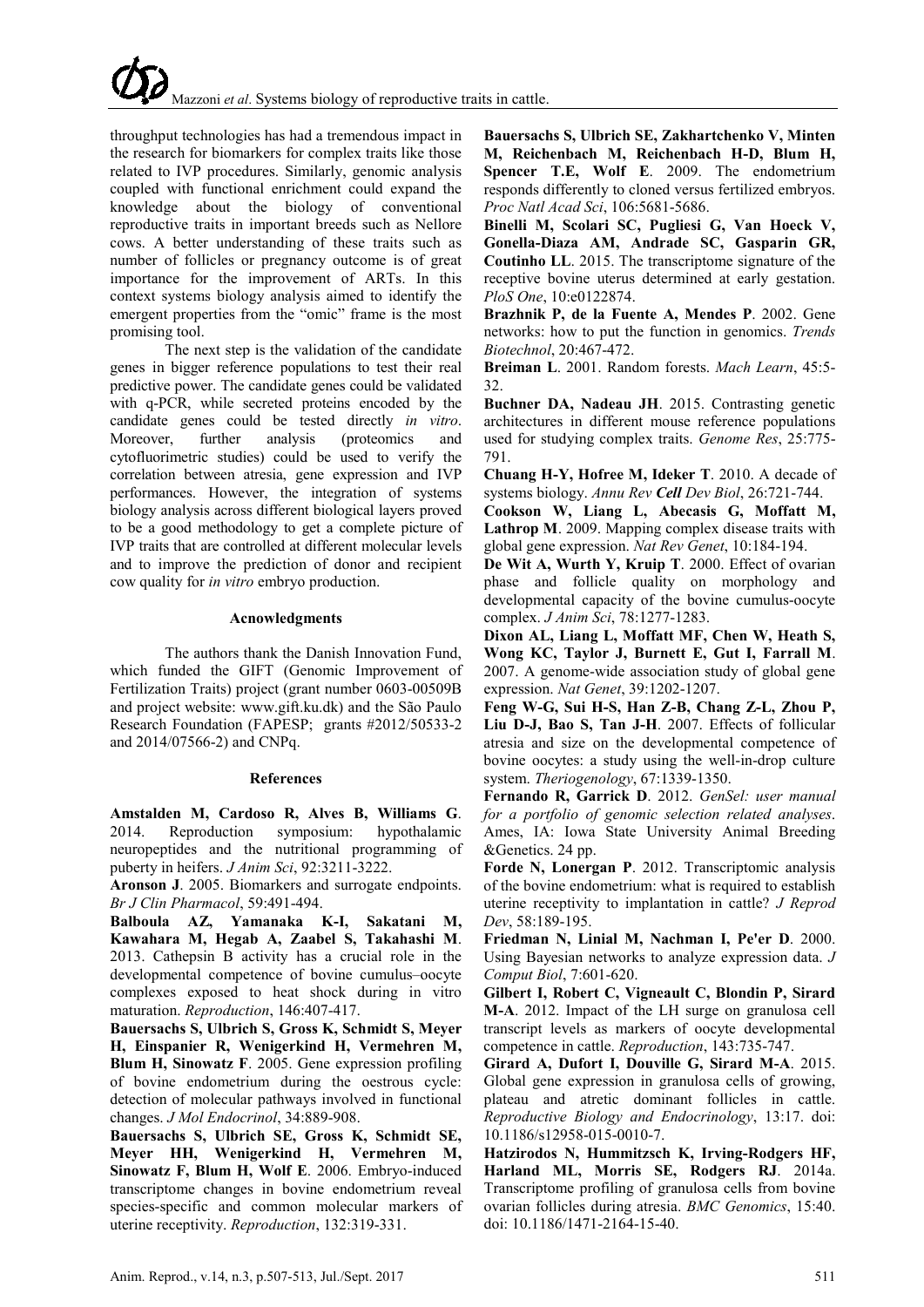throughput technologies has had a tremendous impact in the research for biomarkers for complex traits like those related to IVP procedures. Similarly, genomic analysis coupled with functional enrichment could expand the knowledge about the biology of conventional reproductive traits in important breeds such as Nellore cows. A better understanding of these traits such as number of follicles or pregnancy outcome is of great importance for the improvement of ARTs. In this context systems biology analysis aimed to identify the emergent properties from the "omic" frame is the most promising tool.

The next step is the validation of the candidate genes in bigger reference populations to test their real predictive power. The candidate genes could be validated with q-PCR, while secreted proteins encoded by the candidate genes could be tested directly *in vitro*. Moreover, further analysis (proteomics and cytofluorimetric studies) could be used to verify the correlation between atresia, gene expression and IVP performances. However, the integration of systems biology analysis across different biological layers proved to be a good methodology to get a complete picture of IVP traits that are controlled at different molecular levels and to improve the prediction of donor and recipient cow quality for *in vitro* embryo production.

#### Acnowledgments

The authors thank the Danish Innovation Fund, which funded the GIFT (Genomic Improvement of Fertilization Traits) project (grant number 0603-00509B and project website: www.gift.ku.dk) and the São Paulo Research Foundation (FAPESP; grants #2012/50533-2 and 2014/07566-2) and CNPq.

#### References

**Amstalden M, Cardoso R, Alves B, Williams G**. 2014. Reproduction symposium: hypothalamic neuropeptides and the nutritional programming of puberty in heifers. *J Anim Sci*, 92:3211-3222.

**Aronson J**. 2005. Biomarkers and surrogate endpoints. *Br J Clin Pharmacol*, 59:491-494.

**Balboula AZ, Yamanaka K-I, Sakatani M, Kawahara M, Hegab A, Zaabel S, Takahashi M**. 2013. Cathepsin B activity has a crucial role in the developmental competence of bovine cumulus–oocyte complexes exposed to heat shock during in vitro maturation. *Reproduction*, 146:407-417.

**Bauersachs S, Ulbrich S, Gross K, Schmidt S, Meyer H, Einspanier R, Wenigerkind H, Vermehren M, Blum H, Sinowatz F**. 2005. Gene expression profiling of bovine endometrium during the oestrous cycle: detection of molecular pathways involved in functional changes. *J Mol Endocrinol*, 34:889-908.

**Bauersachs S, Ulbrich SE, Gross K, Schmidt SE, Meyer HH, Wenigerkind H, Vermehren M, Sinowatz F, Blum H, Wolf E**. 2006. Embryo-induced transcriptome changes in bovine endometrium reveal species-specific and common molecular markers of uterine receptivity. *Reproduction*, 132:319-331.

**Bauersachs S, Ulbrich SE, Zakhartchenko V, Minten M, Reichenbach M, Reichenbach H-D, Blum H, Spencer T.E, Wolf E**. 2009. The endometrium responds differently to cloned versus fertilized embryos. *Proc Natl Acad Sci*, 106:5681-5686.

**Binelli M, Scolari SC, Pugliesi G, Van Hoeck V, Gonella-Diaza AM, Andrade SC, Gasparin GR, Coutinho LL**. 2015. The transcriptome signature of the receptive bovine uterus determined at early gestation. *PloS One*, 10:e0122874.

**Brazhnik P, de la Fuente A, Mendes P**. 2002. Gene networks: how to put the function in genomics. *Trends Biotechnol*, 20:467-472.

**Breiman L**. 2001. Random forests. *Mach Learn*, 45:5-32.

**Buchner DA, Nadeau JH**. 2015. Contrasting genetic architectures in different mouse reference populations used for studying complex traits. *Genome Res*, 25:775-791.

**Chuang H-Y, Hofree M, Ideker T**. 2010. A decade of systems biology. *Annu Rev* ***Cell*** *Dev Biol*, 26:721-744.

**Cookson W, Liang L, Abecasis G, Moffatt M, Lathrop M**. 2009. Mapping complex disease traits with global gene expression. *Nat Rev Genet*, 10:184-194.

**De Wit A, Wurth Y, Kruip T**. 2000. Effect of ovarian phase and follicle quality on morphology and developmental capacity of the bovine cumulus-oocyte complex. *J Anim Sci*, 78:1277-1283.

**Dixon AL, Liang L, Moffatt MF, Chen W, Heath S, Wong KC, Taylor J, Burnett E, Gut I, Farrall M**. 2007. A genome-wide association study of global gene expression. *Nat Genet*, 39:1202-1207.

**Feng W-G, Sui H-S, Han Z-B, Chang Z-L, Zhou P, Liu D-J, Bao S, Tan J-H**. 2007. Effects of follicular atresia and size on the developmental competence of bovine oocytes: a study using the well-in-drop culture system. *Theriogenology*, 67:1339-1350.

**Fernando R, Garrick D**. 2012. *GenSel: user manual for a portfolio of genomic selection related analyses*. Ames, IA: Iowa State University Animal Breeding &Genetics. 24 pp.

**Forde N, Lonergan P**. 2012. Transcriptomic analysis of the bovine endometrium: what is required to establish uterine receptivity to implantation in cattle? *J Reprod Dev*, 58:189-195.

**Friedman N, Linial M, Nachman I, Pe'er D**. 2000. Using Bayesian networks to analyze expression data. *J Comput Biol*, 7:601-620.

**Gilbert I, Robert C, Vigneault C, Blondin P, Sirard M-A**. 2012. Impact of the LH surge on granulosa cell transcript levels as markers of oocyte developmental competence in cattle. *Reproduction*, 143:735-747.

**Girard A, Dufort I, Douville G, Sirard M-A**. 2015. Global gene expression in granulosa cells of growing, plateau and atretic dominant follicles in cattle. *Reproductive Biology and Endocrinology*, 13:17. doi: 10.1186/s12958-015-0010-7.

**Hatzirodos N, Hummitzsch K, Irving-Rodgers HF, Harland ML, Morris SE, Rodgers RJ**. 2014a. Transcriptome profiling of granulosa cells from bovine ovarian follicles during atresia. *BMC Genomics*, 15:40. doi: 10.1186/1471-2164-15-40.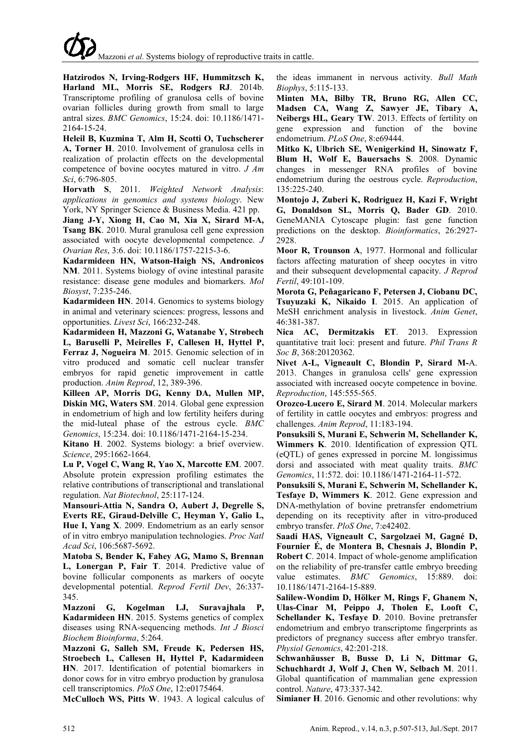**Hatzirodos N, Irving-Rodgers HF, Hummitzsch K, Harland ML, Morris SE, Rodgers RJ**. 2014b. Transcriptome profiling of granulosa cells of bovine ovarian follicles during growth from small to large antral sizes. *BMC Genomics*, 15:24. doi: 10.1186/1471-2164-15-24.

**Heleil B, Kuzmina T, Alm H, Scotti O, Tuchscherer A, Torner H**. 2010. Involvement of granulosa cells in realization of prolactin effects on the developmental competence of bovine oocytes matured in vitro. *J Am Sci*, 6:796-805.

**Horvath S**, 2011. *Weighted Network Analysis: applications in genomics and systems biology*. New York, NY Springer Science & Business Media. 421 pp.

**Jiang J-Y, Xiong H, Cao M, Xia X, Sirard M-A, Tsang BK**. 2010. Mural granulosa cell gene expression associated with oocyte developmental competence. *J Ovarian Res*, 3:6. doi: 10.1186/1757-2215-3-6.

**Kadarmideen HN, Watson-Haigh NS, Andronicos NM**. 2011. Systems biology of ovine intestinal parasite resistance: disease gene modules and biomarkers. *Mol Biosyst*, 7:235-246.

**Kadarmideen HN**. 2014. Genomics to systems biology in animal and veterinary sciences: progress, lessons and opportunities. *Livest Sci*, 166:232-248.

**Kadarmideen H, Mazzoni G, Watanabe Y, Strøbech L, Baruselli P, Meirelles F, Callesen H, Hyttel P, Ferraz J, Nogueira M**. 2015. Genomic selection of in vitro produced and somatic cell nuclear transfer embryos for rapid genetic improvement in cattle production. *Anim Reprod*, 12, 389-396.

**Killeen AP, Morris DG, Kenny DA, Mullen MP, Diskin MG, Waters SM**. 2014. Global gene expression in endometrium of high and low fertility heifers during the mid-luteal phase of the estrous cycle. *BMC Genomics*, 15:234. doi: 10.1186/1471-2164-15-234.

**Kitano H**. 2002. Systems biology: a brief overview. *Science*, 295:1662-1664.

**Lu P, Vogel C, Wang R, Yao X, Marcotte EM**. 2007. Absolute protein expression profiling estimates the relative contributions of transcriptional and translational regulation. *Nat Biotechnol*, 25:117-124.

**Mansouri-Attia N, Sandra O, Aubert J, Degrelle S, Everts RE, Giraud-Delville C, Heyman Y, Galio L, Hue I, Yang X**. 2009. Endometrium as an early sensor of in vitro embryo manipulation technologies. *Proc Natl Acad Sci*, 106:5687-5692.

**Matoba S, Bender K, Fahey AG, Mamo S, Brennan L, Lonergan P, Fair T**. 2014. Predictive value of bovine follicular components as markers of oocyte developmental potential. *Reprod Fertil Dev*, 26:337-345.

**Mazzoni G, Kogelman LJ, Suravajhala P, Kadarmideen HN**. 2015. Systems genetics of complex diseases using RNA-sequencing methods. *Int J Biosci Biochem Bioinforma*, 5:264.

**Mazzoni G, Salleh SM, Freude K, Pedersen HS, Stroebech L, Callesen H, Hyttel P, Kadarmideen HN**. 2017. Identification of potential biomarkers in donor cows for in vitro embryo production by granulosa cell transcriptomics. *PloS One*, 12:e0175464.

**McCulloch WS, Pitts W**. 1943. A logical calculus of the ideas immanent in nervous activity. *Bull Math Biophys*, 5:115-133.

**Minten MA, Bilby TR, Bruno RG, Allen CC, Madsen CA, Wang Z, Sawyer JE, Tibary A, Neibergs HL, Geary TW**. 2013. Effects of fertility on gene expression and function of the bovine endometrium. *PLoS One*, 8:e69444.

**Mitko K, Ulbrich SE, Wenigerkind H, Sinowatz F, Blum H, Wolf E, Bauersachs S**. 2008. Dynamic changes in messenger RNA profiles of bovine endometrium during the oestrous cycle. *Reproduction*, 135:225-240.

**Montojo J, Zuberi K, Rodriguez H, Kazi F, Wright G, Donaldson SL, Morris Q, Bader GD**. 2010. GeneMANIA Cytoscape plugin: fast gene function predictions on the desktop. *Bioinformatics*, 26:2927-2928.

**Moor R, Trounson A**, 1977. Hormonal and follicular factors affecting maturation of sheep oocytes in vitro and their subsequent developmental capacity. *J Reprod Fertil*, 49:101-109.

**Morota G, Peñagaricano F, Petersen J, Ciobanu DC, Tsuyuzaki K, Nikaido I**. 2015. An application of MeSH enrichment analysis in livestock. *Anim Genet*, 46:381-387.

**Nica AC, Dermitzakis ET**. 2013. Expression quantitative trait loci: present and future. *Phil Trans R Soc B*, 368:20120362.

**Nivet A-L, Vigneault C, Blondin P, Sirard M-A**. 2013. Changes in granulosa cells' gene expression associated with increased oocyte competence in bovine. *Reproduction*, 145:555-565.

**Orozco-Lucero E, Sirard M**. 2014. Molecular markers of fertility in cattle oocytes and embryos: progress and challenges. *Anim Reprod*, 11:183-194.

**Ponsuksili S, Murani E, Schwerin M, Schellander K, Wimmers K**. 2010. Identification of expression QTL (eQTL) of genes expressed in porcine M. longissimus dorsi and associated with meat quality traits. *BMC Genomics*, 11:572. doi: 10.1186/1471-2164-11-572.

**Ponsuksili S, Murani E, Schwerin M, Schellander K, Tesfaye D, Wimmers K**. 2012. Gene expression and DNA-methylation of bovine pretransfer endometrium depending on its receptivity after in vitro-produced embryo transfer. *PloS One*, 7:e42402.

**Saadi HAS, Vigneault C, Sargolzaei M, Gagné D, Fournier É, de Montera B, Chesnais J, Blondin P, Robert C**. 2014. Impact of whole-genome amplification on the reliability of pre-transfer cattle embryo breeding value estimates. *BMC Genomics*, 15:889. doi: 10.1186/1471-2164-15-889.

**Salilew-Wondim D, Hölker M, Rings F, Ghanem N, Ulas-Cinar M, Peippo J, Tholen E, Looft C, Schellander K, Tesfaye D**. 2010. Bovine pretransfer endometrium and embryo transcriptome fingerprints as predictors of pregnancy success after embryo transfer. *Physiol Genomics*, 42:201-218.

**Schwanhäusser B, Busse D, Li N, Dittmar G, Schuchhardt J, Wolf J, Chen W, Selbach M**. 2011. Global quantification of mammalian gene expression control. *Nature*, 473:337-342.

**Simianer H**. 2016. Genomic and other revolutions: why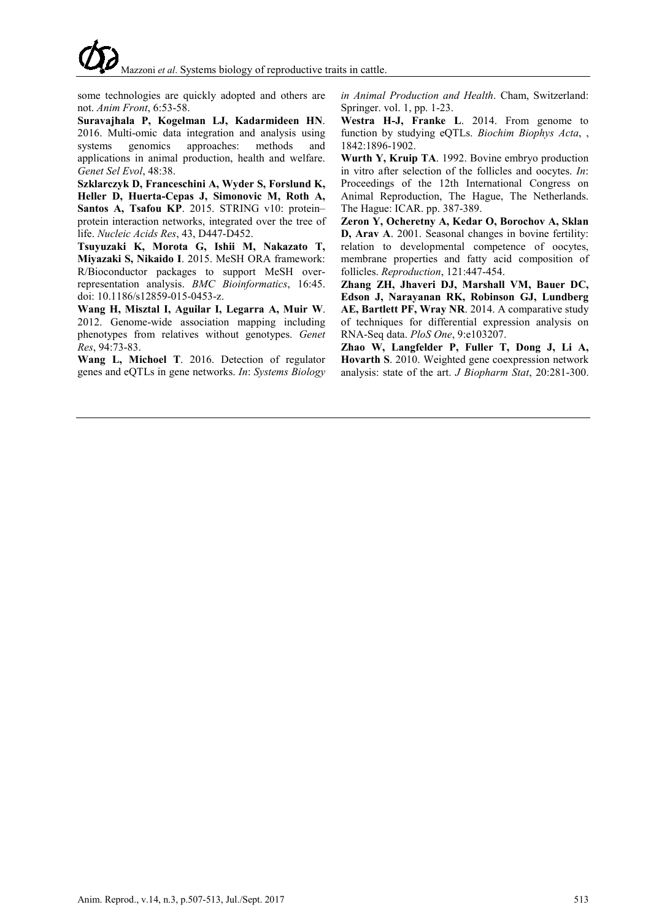some technologies are quickly adopted and others are not. *Anim Front*, 6:53-58.

**Suravajhala P, Kogelman LJ, Kadarmideen HN**. 2016. Multi-omic data integration and analysis using systems genomics approaches: methods and applications in animal production, health and welfare. *Genet Sel Evol*, 48:38.

**Szklarczyk D, Franceschini A, Wyder S, Forslund K, Heller D, Huerta-Cepas J, Simonovic M, Roth A, Santos A, Tsafou KP**. 2015. STRING v10: protein–protein interaction networks, integrated over the tree of life. *Nucleic Acids Res*, 43, D447-D452.

**Tsuyuzaki K, Morota G, Ishii M, Nakazato T, Miyazaki S, Nikaido I**. 2015. MeSH ORA framework: R/Bioconductor packages to support MeSH over-representation analysis. *BMC Bioinformatics*, 16:45. doi: 10.1186/s12859-015-0453-z.

**Wang H, Misztal I, Aguilar I, Legarra A, Muir W**. 2012. Genome-wide association mapping including phenotypes from relatives without genotypes. *Genet Res*, 94:73-83.

**Wang L, Michoel T**. 2016. Detection of regulator genes and eQTLs in gene networks. *In*: *Systems Biology in Animal Production and Health*. Cham, Switzerland: Springer. vol. 1, pp. 1-23.

**Westra H-J, Franke L**. 2014. From genome to function by studying eQTLs. *Biochim Biophys Acta*, , 1842:1896-1902.

**Wurth Y, Kruip TA**. 1992. Bovine embryo production in vitro after selection of the follicles and oocytes. *In*: Proceedings of the 12th International Congress on Animal Reproduction, The Hague, The Netherlands. The Hague: ICAR. pp. 387-389.

**Zeron Y, Ocheretny A, Kedar O, Borochov A, Sklan D, Arav A**. 2001. Seasonal changes in bovine fertility: relation to developmental competence of oocytes, membrane properties and fatty acid composition of follicles. *Reproduction*, 121:447-454.

**Zhang ZH, Jhaveri DJ, Marshall VM, Bauer DC, Edson J, Narayanan RK, Robinson GJ, Lundberg AE, Bartlett PF, Wray NR**. 2014. A comparative study of techniques for differential expression analysis on RNA-Seq data. *PloS One*, 9:e103207.

**Zhao W, Langfelder P, Fuller T, Dong J, Li A, Hovarth S**. 2010. Weighted gene coexpression network analysis: state of the art. *J Biopharm Stat*, 20:281-300.